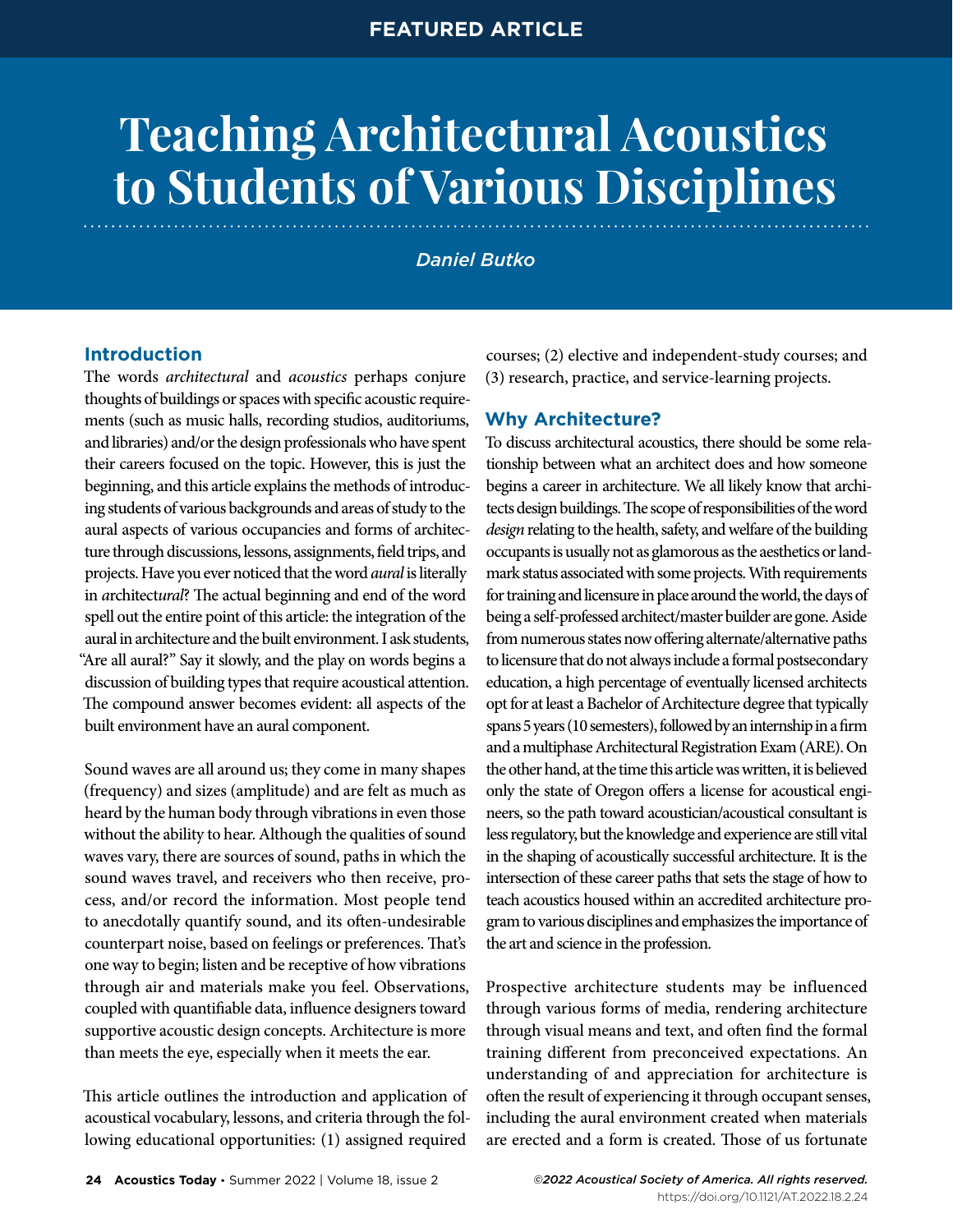FEATURED ARTICLE

# Teaching Architectural Acoustics to Students of Various Disciplines

*Daniel Butko*

## Introduction

The words *architectural* and *acoustics* perhaps conjure thoughts of buildings or spaces with specific acoustic requirements (such as music halls, recording studios, auditoriums, and libraries) and/or the design professionals who have spent their careers focused on the topic. However, this is just the beginning, and this article explains the methods of introducing students of various backgrounds and areas of study to the aural aspects of various occupancies and forms of architecture through discussions, lessons, assignments, field trips, and projects. Have you ever noticed that the word *aural* is literally in *a*rchitect*ural*? The actual beginning and end of the word spell out the entire point of this article: the integration of the aural in architecture and the built environment. I ask students, "Are all aural?" Say it slowly, and the play on words begins a discussion of building types that require acoustical attention. The compound answer becomes evident: all aspects of the built environment have an aural component.

Sound waves are all around us; they come in many shapes (frequency) and sizes (amplitude) and are felt as much as heard by the human body through vibrations in even those without the ability to hear. Although the qualities of sound waves vary, there are sources of sound, paths in which the sound waves travel, and receivers who then receive, process, and/or record the information. Most people tend to anecdotally quantify sound, and its often-undesirable counterpart noise, based on feelings or preferences. That's one way to begin; listen and be receptive of how vibrations through air and materials make you feel. Observations, coupled with quantifiable data, influence designers toward supportive acoustic design concepts. Architecture is more than meets the eye, especially when it meets the ear.

This article outlines the introduction and application of acoustical vocabulary, lessons, and criteria through the following educational opportunities: (1) assigned required courses; (2) elective and independent-study courses; and (3) research, practice, and service-learning projects.

## Why Architecture?

To discuss architectural acoustics, there should be some relationship between what an architect does and how someone begins a career in architecture. We all likely know that architects design buildings. The scope of responsibilities of the word *design* relating to the health, safety, and welfare of the building occupants is usually not as glamorous as the aesthetics or landmark status associated with some projects. With requirements for training and licensure in place around the world, the days of being a self-professed architect/master builder are gone. Aside from numerous states now offering alternate/alternative paths to licensure that do not always include a formal postsecondary education, a high percentage of eventually licensed architects opt for at least a Bachelor of Architecture degree that typically spans 5 years (10 semesters), followed by an internship in a firm and a multiphase Architectural Registration Exam (ARE). On the other hand, at the time this article was written, it is believed only the state of Oregon offers a license for acoustical engineers, so the path toward acoustician/acoustical consultant is less regulatory, but the knowledge and experience are still vital in the shaping of acoustically successful architecture. It is the intersection of these career paths that sets the stage of how to teach acoustics housed within an accredited architecture program to various disciplines and emphasizes the importance of the art and science in the profession.

Prospective architecture students may be influenced through various forms of media, rendering architecture through visual means and text, and often find the formal training different from preconceived expectations. An understanding of and appreciation for architecture is often the result of experiencing it through occupant senses, including the aural environment created when materials are erected and a form is created. Those of us fortunate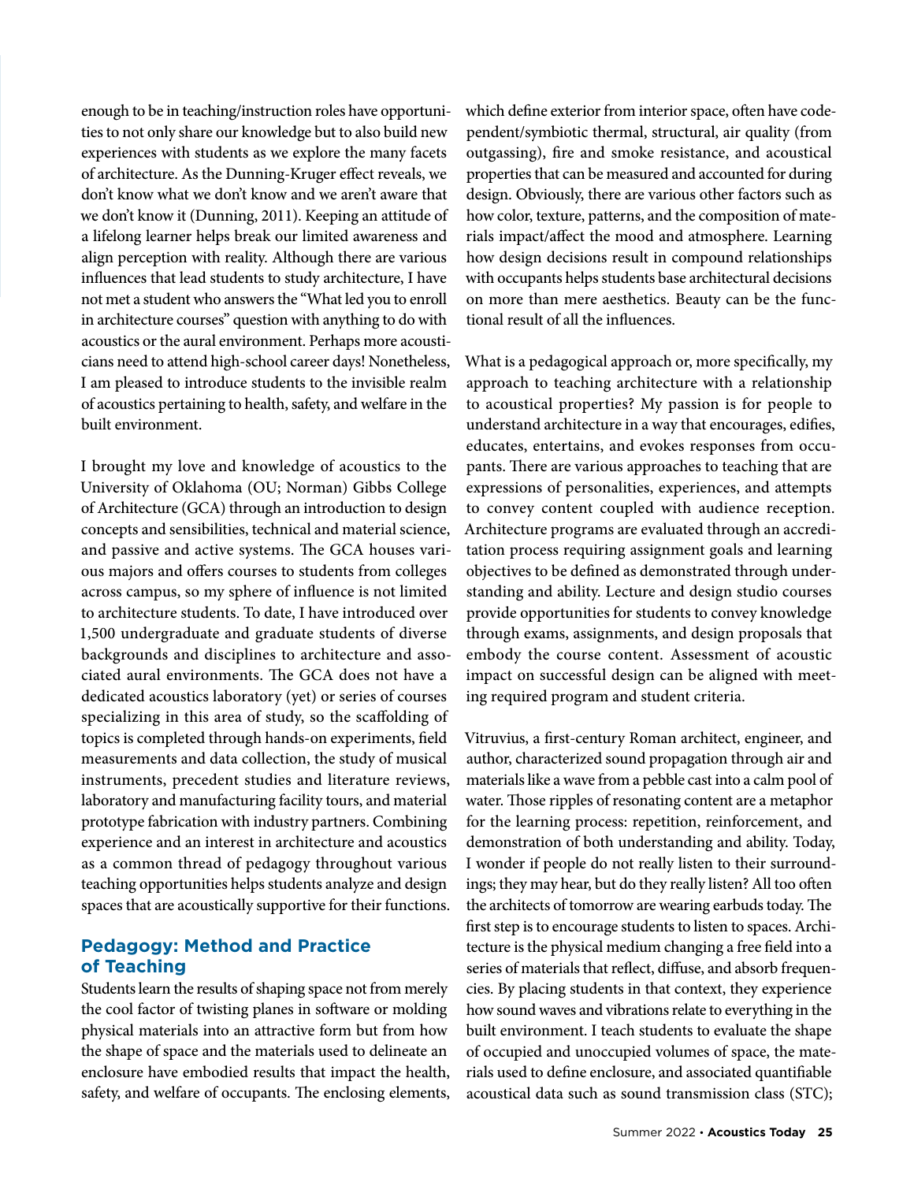enough to be in teaching/instruction roles have opportunities to not only share our knowledge but to also build new experiences with students as we explore the many facets of architecture. As the Dunning-Kruger effect reveals, we don't know what we don't know and we aren't aware that we don't know it (Dunning, 2011). Keeping an attitude of a lifelong learner helps break our limited awareness and align perception with reality. Although there are various influences that lead students to study architecture, I have not met a student who answers the "What led you to enroll in architecture courses" question with anything to do with acoustics or the aural environment. Perhaps more acousticians need to attend high-school career days! Nonetheless, I am pleased to introduce students to the invisible realm of acoustics pertaining to health, safety, and welfare in the built environment.

I brought my love and knowledge of acoustics to the University of Oklahoma (OU; Norman) Gibbs College of Architecture (GCA) through an introduction to design concepts and sensibilities, technical and material science, and passive and active systems. The GCA houses various majors and offers courses to students from colleges across campus, so my sphere of influence is not limited to architecture students. To date, I have introduced over 1,500 undergraduate and graduate students of diverse backgrounds and disciplines to architecture and associated aural environments. The GCA does not have a dedicated acoustics laboratory (yet) or series of courses specializing in this area of study, so the scaffolding of topics is completed through hands-on experiments, field measurements and data collection, the study of musical instruments, precedent studies and literature reviews, laboratory and manufacturing facility tours, and material prototype fabrication with industry partners. Combining experience and an interest in architecture and acoustics as a common thread of pedagogy throughout various teaching opportunities helps students analyze and design spaces that are acoustically supportive for their functions.

## Pedagogy: Method and Practice of Teaching

Students learn the results of shaping space not from merely the cool factor of twisting planes in software or molding physical materials into an attractive form but from how the shape of space and the materials used to delineate an enclosure have embodied results that impact the health, safety, and welfare of occupants. The enclosing elements, which define exterior from interior space, often have codependent/symbiotic thermal, structural, air quality (from outgassing), fire and smoke resistance, and acoustical properties that can be measured and accounted for during design. Obviously, there are various other factors such as how color, texture, patterns, and the composition of materials impact/affect the mood and atmosphere. Learning how design decisions result in compound relationships with occupants helps students base architectural decisions on more than mere aesthetics. Beauty can be the functional result of all the influences.

What is a pedagogical approach or, more specifically, my approach to teaching architecture with a relationship to acoustical properties? My passion is for people to understand architecture in a way that encourages, edifies, educates, entertains, and evokes responses from occupants. There are various approaches to teaching that are expressions of personalities, experiences, and attempts to convey content coupled with audience reception. Architecture programs are evaluated through an accreditation process requiring assignment goals and learning objectives to be defined as demonstrated through understanding and ability. Lecture and design studio courses provide opportunities for students to convey knowledge through exams, assignments, and design proposals that embody the course content. Assessment of acoustic impact on successful design can be aligned with meeting required program and student criteria.

Vitruvius, a first-century Roman architect, engineer, and author, characterized sound propagation through air and materials like a wave from a pebble cast into a calm pool of water. Those ripples of resonating content are a metaphor for the learning process: repetition, reinforcement, and demonstration of both understanding and ability. Today, I wonder if people do not really listen to their surroundings; they may hear, but do they really listen? All too often the architects of tomorrow are wearing earbuds today. The first step is to encourage students to listen to spaces. Architecture is the physical medium changing a free field into a series of materials that reflect, diffuse, and absorb frequencies. By placing students in that context, they experience how sound waves and vibrations relate to everything in the built environment. I teach students to evaluate the shape of occupied and unoccupied volumes of space, the materials used to define enclosure, and associated quantifiable acoustical data such as sound transmission class (STC);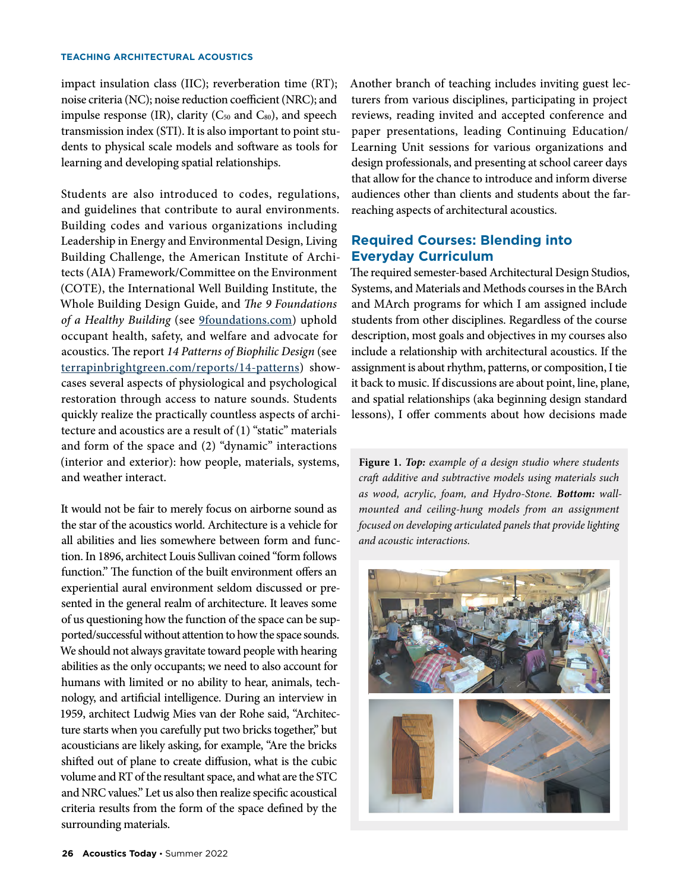impact insulation class (IIC); reverberation time (RT); noise criteria (NC); noise reduction coefficient (NRC); and impulse response (IR), clarity ($C_{50}$ and $C_{80}$), and speech transmission index (STI). It is also important to point students to physical scale models and software as tools for learning and developing spatial relationships.

Students are also introduced to codes, regulations, and guidelines that contribute to aural environments. Building codes and various organizations including Leadership in Energy and Environmental Design, Living Building Challenge, the American Institute of Architects (AIA) Framework/Committee on the Environment (COTE), the International Well Building Institute, the Whole Building Design Guide, and *The 9 Foundations of a Healthy Building* (see 9foundations.com) uphold occupant health, safety, and welfare and advocate for acoustics. The report *14 Patterns of Biophilic Design* (see terrapinbrightgreen.com/reports/14-patterns) showcases several aspects of physiological and psychological restoration through access to nature sounds. Students quickly realize the practically countless aspects of architecture and acoustics are a result of (1) "static" materials and form of the space and (2) "dynamic" interactions (interior and exterior): how people, materials, systems, and weather interact.

It would not be fair to merely focus on airborne sound as the star of the acoustics world. Architecture is a vehicle for all abilities and lies somewhere between form and function. In 1896, architect Louis Sullivan coined "form follows function." The function of the built environment offers an experiential aural environment seldom discussed or presented in the general realm of architecture. It leaves some of us questioning how the function of the space can be supported/successful without attention to how the space sounds. We should not always gravitate toward people with hearing abilities as the only occupants; we need to also account for humans with limited or no ability to hear, animals, technology, and artificial intelligence. During an interview in 1959, architect Ludwig Mies van der Rohe said, "Architecture starts when you carefully put two bricks together," but acousticians are likely asking, for example, "Are the bricks shifted out of plane to create diffusion, what is the cubic volume and RT of the resultant space, and what are the STC and NRC values." Let us also then realize specific acoustical criteria results from the form of the space defined by the surrounding materials.

Another branch of teaching includes inviting guest lecturers from various disciplines, participating in project reviews, reading invited and accepted conference and paper presentations, leading Continuing Education/Learning Unit sessions for various organizations and design professionals, and presenting at school career days that allow for the chance to introduce and inform diverse audiences other than clients and students about the far-reaching aspects of architectural acoustics.

## Required Courses: Blending into Everyday Curriculum

The required semester-based Architectural Design Studios, Systems, and Materials and Methods courses in the BArch and MArch programs for which I am assigned include students from other disciplines. Regardless of the course description, most goals and objectives in my courses also include a relationship with architectural acoustics. If the assignment is about rhythm, patterns, or composition, I tie it back to music. If discussions are about point, line, plane, and spatial relationships (aka beginning design standard lessons), I offer comments about how decisions made

**Figure 1.** ***Top:*** *example of a design studio where students craft additive and subtractive models using materials such as wood, acrylic, foam, and Hydro-Stone.* ***Bottom:*** *wall-mounted and ceiling-hung models from an assignment focused on developing articulated panels that provide lighting and acoustic interactions.*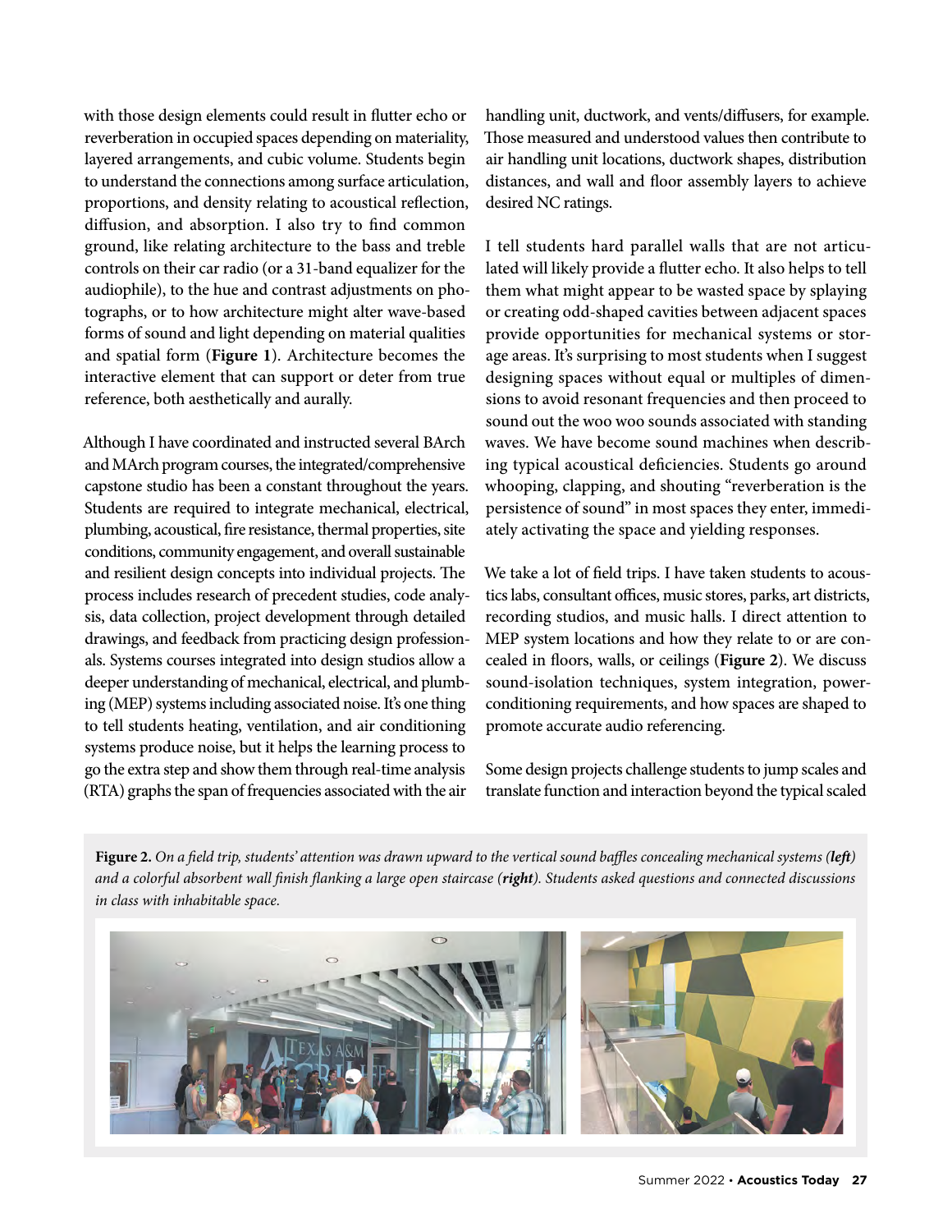with those design elements could result in flutter echo or reverberation in occupied spaces depending on materiality, layered arrangements, and cubic volume. Students begin to understand the connections among surface articulation, proportions, and density relating to acoustical reflection, diffusion, and absorption. I also try to find common ground, like relating architecture to the bass and treble controls on their car radio (or a 31-band equalizer for the audiophile), to the hue and contrast adjustments on photographs, or to how architecture might alter wave-based forms of sound and light depending on material qualities and spatial form (**Figure 1**). Architecture becomes the interactive element that can support or deter from true reference, both aesthetically and aurally.

Although I have coordinated and instructed several BArch and MArch program courses, the integrated/comprehensive capstone studio has been a constant throughout the years. Students are required to integrate mechanical, electrical, plumbing, acoustical, fire resistance, thermal properties, site conditions, community engagement, and overall sustainable and resilient design concepts into individual projects. The process includes research of precedent studies, code analysis, data collection, project development through detailed drawings, and feedback from practicing design professionals. Systems courses integrated into design studios allow a deeper understanding of mechanical, electrical, and plumbing (MEP) systems including associated noise. It's one thing to tell students heating, ventilation, and air conditioning systems produce noise, but it helps the learning process to go the extra step and show them through real-time analysis (RTA) graphs the span of frequencies associated with the air handling unit, ductwork, and vents/diffusers, for example. Those measured and understood values then contribute to air handling unit locations, ductwork shapes, distribution distances, and wall and floor assembly layers to achieve desired NC ratings.

I tell students hard parallel walls that are not articulated will likely provide a flutter echo. It also helps to tell them what might appear to be wasted space by splaying or creating odd-shaped cavities between adjacent spaces provide opportunities for mechanical systems or storage areas. It's surprising to most students when I suggest designing spaces without equal or multiples of dimensions to avoid resonant frequencies and then proceed to sound out the woo woo sounds associated with standing waves. We have become sound machines when describing typical acoustical deficiencies. Students go around whooping, clapping, and shouting "reverberation is the persistence of sound" in most spaces they enter, immediately activating the space and yielding responses.

We take a lot of field trips. I have taken students to acoustics labs, consultant offices, music stores, parks, art districts, recording studios, and music halls. I direct attention to MEP system locations and how they relate to or are concealed in floors, walls, or ceilings (**Figure 2**). We discuss sound-isolation techniques, system integration, power-conditioning requirements, and how spaces are shaped to promote accurate audio referencing.

Some design projects challenge students to jump scales and translate function and interaction beyond the typical scaled

**Figure 2.** *On a field trip, students' attention was drawn upward to the vertical sound baffles concealing mechanical systems (**left**) and a colorful absorbent wall finish flanking a large open staircase (**right**). Students asked questions and connected discussions in class with inhabitable space.*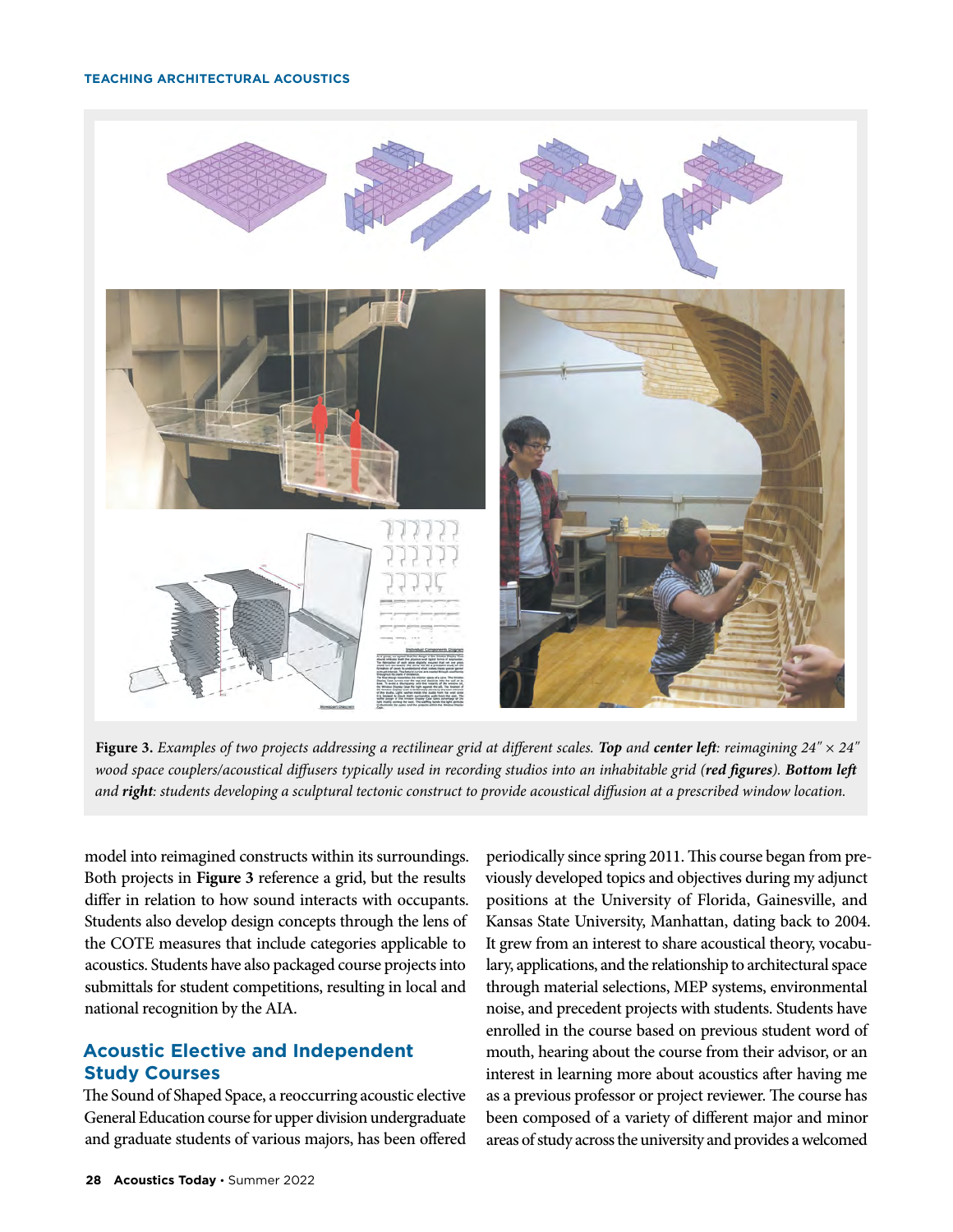**Figure 3.** *Examples of two projects addressing a rectilinear grid at different scales.* ***Top*** *and* ***center left****: reimagining 24″ × 24″ wood space couplers/acoustical diffusers typically used in recording studios into an inhabitable grid (****red figures****).* ***Bottom left*** *and* ***right****: students developing a sculptural tectonic construct to provide acoustical diffusion at a prescribed window location.*

model into reimagined constructs within its surroundings. Both projects in **Figure 3** reference a grid, but the results differ in relation to how sound interacts with occupants. Students also develop design concepts through the lens of the COTE measures that include categories applicable to acoustics. Students have also packaged course projects into submittals for student competitions, resulting in local and national recognition by the AIA.

## Acoustic Elective and Independent Study Courses

The Sound of Shaped Space, a reoccurring acoustic elective General Education course for upper division undergraduate and graduate students of various majors, has been offered periodically since spring 2011. This course began from previously developed topics and objectives during my adjunct positions at the University of Florida, Gainesville, and Kansas State University, Manhattan, dating back to 2004. It grew from an interest to share acoustical theory, vocabulary, applications, and the relationship to architectural space through material selections, MEP systems, environmental noise, and precedent projects with students. Students have enrolled in the course based on previous student word of mouth, hearing about the course from their advisor, or an interest in learning more about acoustics after having me as a previous professor or project reviewer. The course has been composed of a variety of different major and minor areas of study across the university and provides a welcomed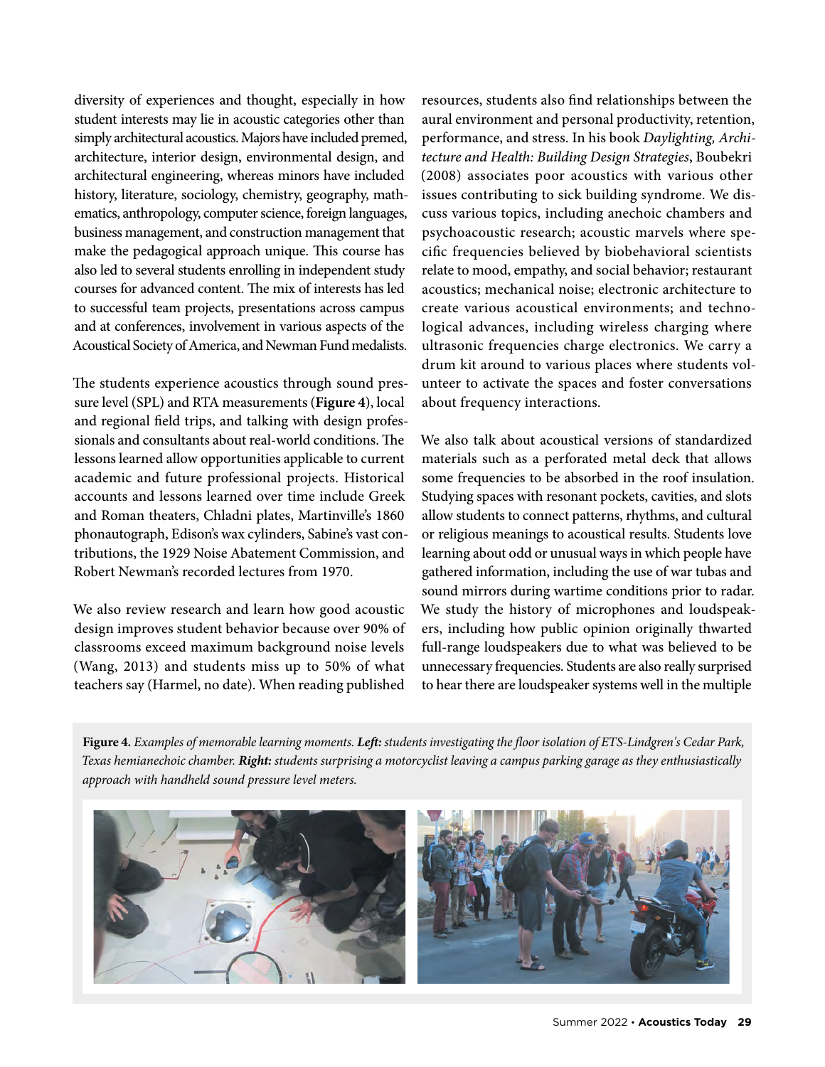diversity of experiences and thought, especially in how student interests may lie in acoustic categories other than simply architectural acoustics. Majors have included premed, architecture, interior design, environmental design, and architectural engineering, whereas minors have included history, literature, sociology, chemistry, geography, mathematics, anthropology, computer science, foreign languages, business management, and construction management that make the pedagogical approach unique. This course has also led to several students enrolling in independent study courses for advanced content. The mix of interests has led to successful team projects, presentations across campus and at conferences, involvement in various aspects of the Acoustical Society of America, and Newman Fund medalists.

The students experience acoustics through sound pressure level (SPL) and RTA measurements (**Figure 4**), local and regional field trips, and talking with design professionals and consultants about real-world conditions. The lessons learned allow opportunities applicable to current academic and future professional projects. Historical accounts and lessons learned over time include Greek and Roman theaters, Chladni plates, Martinville's 1860 phonautograph, Edison's wax cylinders, Sabine's vast contributions, the 1929 Noise Abatement Commission, and Robert Newman's recorded lectures from 1970.

We also review research and learn how good acoustic design improves student behavior because over 90% of classrooms exceed maximum background noise levels (Wang, 2013) and students miss up to 50% of what teachers say (Harmel, no date). When reading published resources, students also find relationships between the aural environment and personal productivity, retention, performance, and stress. In his book *Daylighting, Architecture and Health: Building Design Strategies*, Boubekri (2008) associates poor acoustics with various other issues contributing to sick building syndrome. We discuss various topics, including anechoic chambers and psychoacoustic research; acoustic marvels where specific frequencies believed by biobehavioral scientists relate to mood, empathy, and social behavior; restaurant acoustics; mechanical noise; electronic architecture to create various acoustical environments; and technological advances, including wireless charging where ultrasonic frequencies charge electronics. We carry a drum kit around to various places where students volunteer to activate the spaces and foster conversations about frequency interactions.

We also talk about acoustical versions of standardized materials such as a perforated metal deck that allows some frequencies to be absorbed in the roof insulation. Studying spaces with resonant pockets, cavities, and slots allow students to connect patterns, rhythms, and cultural or religious meanings to acoustical results. Students love learning about odd or unusual ways in which people have gathered information, including the use of war tubas and sound mirrors during wartime conditions prior to radar. We study the history of microphones and loudspeakers, including how public opinion originally thwarted full-range loudspeakers due to what was believed to be unnecessary frequencies. Students are also really surprised to hear there are loudspeaker systems well in the multiple

**Figure 4.** *Examples of memorable learning moments.* ***Left:*** *students investigating the floor isolation of ETS-Lindgren's Cedar Park, Texas hemianechoic chamber.* ***Right:*** *students surprising a motorcyclist leaving a campus parking garage as they enthusiastically approach with handheld sound pressure level meters.*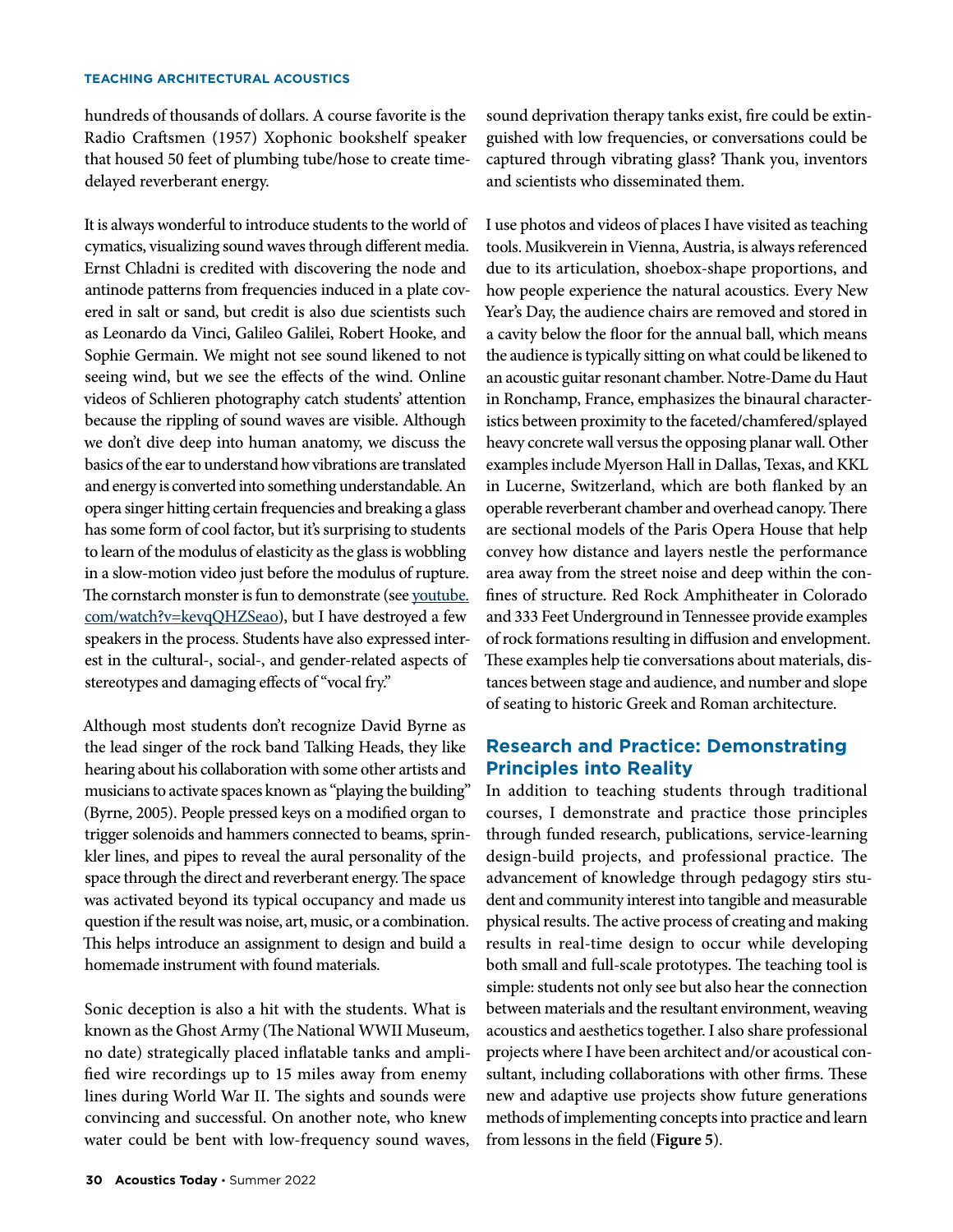hundreds of thousands of dollars. A course favorite is the Radio Craftsmen (1957) Xophonic bookshelf speaker that housed 50 feet of plumbing tube/hose to create time-delayed reverberant energy.

It is always wonderful to introduce students to the world of cymatics, visualizing sound waves through different media. Ernst Chladni is credited with discovering the node and antinode patterns from frequencies induced in a plate covered in salt or sand, but credit is also due scientists such as Leonardo da Vinci, Galileo Galilei, Robert Hooke, and Sophie Germain. We might not see sound likened to not seeing wind, but we see the effects of the wind. Online videos of Schlieren photography catch students' attention because the rippling of sound waves are visible. Although we don't dive deep into human anatomy, we discuss the basics of the ear to understand how vibrations are translated and energy is converted into something understandable. An opera singer hitting certain frequencies and breaking a glass has some form of cool factor, but it's surprising to students to learn of the modulus of elasticity as the glass is wobbling in a slow-motion video just before the modulus of rupture. The cornstarch monster is fun to demonstrate (see [youtube.com/watch?v=kevqQHZSeao](https://youtube.com/watch?v=kevqQHZSeao)), but I have destroyed a few speakers in the process. Students have also expressed interest in the cultural-, social-, and gender-related aspects of stereotypes and damaging effects of "vocal fry."

Although most students don't recognize David Byrne as the lead singer of the rock band Talking Heads, they like hearing about his collaboration with some other artists and musicians to activate spaces known as "playing the building" (Byrne, 2005). People pressed keys on a modified organ to trigger solenoids and hammers connected to beams, sprinkler lines, and pipes to reveal the aural personality of the space through the direct and reverberant energy. The space was activated beyond its typical occupancy and made us question if the result was noise, art, music, or a combination. This helps introduce an assignment to design and build a homemade instrument with found materials.

Sonic deception is also a hit with the students. What is known as the Ghost Army (The National WWII Museum, no date) strategically placed inflatable tanks and amplified wire recordings up to 15 miles away from enemy lines during World War II. The sights and sounds were convincing and successful. On another note, who knew water could be bent with low-frequency sound waves, sound deprivation therapy tanks exist, fire could be extinguished with low frequencies, or conversations could be captured through vibrating glass? Thank you, inventors and scientists who disseminated them.

I use photos and videos of places I have visited as teaching tools. Musikverein in Vienna, Austria, is always referenced due to its articulation, shoebox-shape proportions, and how people experience the natural acoustics. Every New Year's Day, the audience chairs are removed and stored in a cavity below the floor for the annual ball, which means the audience is typically sitting on what could be likened to an acoustic guitar resonant chamber. Notre-Dame du Haut in Ronchamp, France, emphasizes the binaural characteristics between proximity to the faceted/chamfered/splayed heavy concrete wall versus the opposing planar wall. Other examples include Myerson Hall in Dallas, Texas, and KKL in Lucerne, Switzerland, which are both flanked by an operable reverberant chamber and overhead canopy. There are sectional models of the Paris Opera House that help convey how distance and layers nestle the performance area away from the street noise and deep within the confines of structure. Red Rock Amphitheater in Colorado and 333 Feet Underground in Tennessee provide examples of rock formations resulting in diffusion and envelopment. These examples help tie conversations about materials, distances between stage and audience, and number and slope of seating to historic Greek and Roman architecture.

## Research and Practice: Demonstrating Principles into Reality

In addition to teaching students through traditional courses, I demonstrate and practice those principles through funded research, publications, service-learning design-build projects, and professional practice. The advancement of knowledge through pedagogy stirs student and community interest into tangible and measurable physical results. The active process of creating and making results in real-time design to occur while developing both small and full-scale prototypes. The teaching tool is simple: students not only see but also hear the connection between materials and the resultant environment, weaving acoustics and aesthetics together. I also share professional projects where I have been architect and/or acoustical consultant, including collaborations with other firms. These new and adaptive use projects show future generations methods of implementing concepts into practice and learn from lessons in the field (**Figure 5**).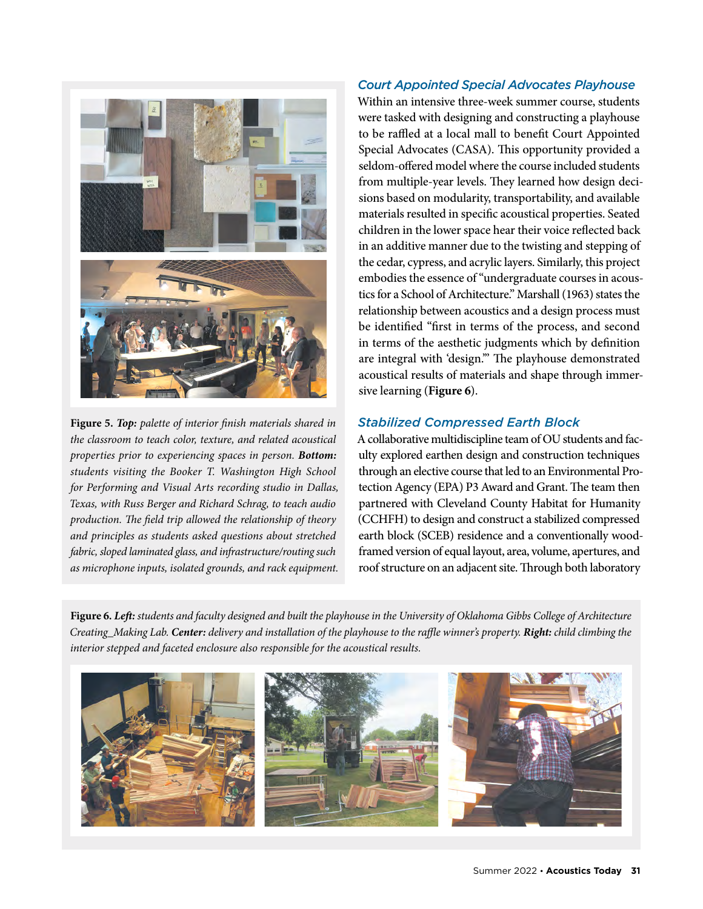Figure 5. *Top:* *palette of interior finish materials shared in the classroom to teach color, texture, and related acoustical properties prior to experiencing spaces in person.* ***Bottom:*** *students visiting the Booker T. Washington High School for Performing and Visual Arts recording studio in Dallas, Texas, with Russ Berger and Richard Schrag, to teach audio production. The field trip allowed the relationship of theory and principles as students asked questions about stretched fabric, sloped laminated glass, and infrastructure/routing such as microphone inputs, isolated grounds, and rack equipment.*

### *Court Appointed Special Advocates Playhouse*

Within an intensive three-week summer course, students were tasked with designing and constructing a playhouse to be raffled at a local mall to benefit Court Appointed Special Advocates (CASA). This opportunity provided a seldom-offered model where the course included students from multiple-year levels. They learned how design decisions based on modularity, transportability, and available materials resulted in specific acoustical properties. Seated children in the lower space hear their voice reflected back in an additive manner due to the twisting and stepping of the cedar, cypress, and acrylic layers. Similarly, this project embodies the essence of "undergraduate courses in acoustics for a School of Architecture." Marshall (1963) states the relationship between acoustics and a design process must be identified "first in terms of the process, and second in terms of the aesthetic judgments which by definition are integral with 'design.'" The playhouse demonstrated acoustical results of materials and shape through immersive learning (**Figure 6**).

### *Stabilized Compressed Earth Block*

A collaborative multidiscipline team of OU students and faculty explored earthen design and construction techniques through an elective course that led to an Environmental Protection Agency (EPA) P3 Award and Grant. The team then partnered with Cleveland County Habitat for Humanity (CCHFH) to design and construct a stabilized compressed earth block (SCEB) residence and a conventionally wood-framed version of equal layout, area, volume, apertures, and roof structure on an adjacent site. Through both laboratory

**Figure 6.** ***Left:*** *students and faculty designed and built the playhouse in the University of Oklahoma Gibbs College of Architecture Creating_Making Lab.* ***Center:*** *delivery and installation of the playhouse to the raffle winner's property.* ***Right:*** *child climbing the interior stepped and faceted enclosure also responsible for the acoustical results.*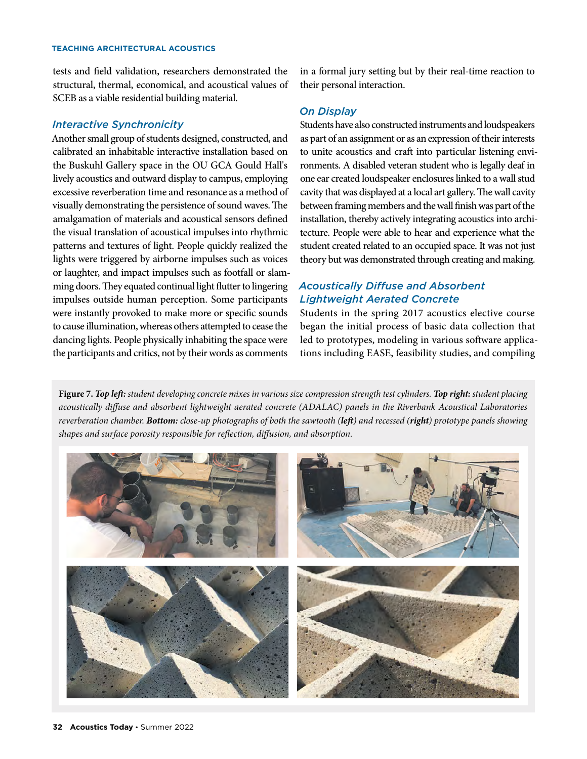tests and field validation, researchers demonstrated the structural, thermal, economical, and acoustical values of SCEB as a viable residential building material.

### *Interactive Synchronicity*

Another small group of students designed, constructed, and calibrated an inhabitable interactive installation based on the Buskuhl Gallery space in the OU GCA Gould Hall's lively acoustics and outward display to campus, employing excessive reverberation time and resonance as a method of visually demonstrating the persistence of sound waves. The amalgamation of materials and acoustical sensors defined the visual translation of acoustical impulses into rhythmic patterns and textures of light. People quickly realized the lights were triggered by airborne impulses such as voices or laughter, and impact impulses such as footfall or slamming doors. They equated continual light flutter to lingering impulses outside human perception. Some participants were instantly provoked to make more or specific sounds to cause illumination, whereas others attempted to cease the dancing lights. People physically inhabiting the space were the participants and critics, not by their words as comments in a formal jury setting but by their real-time reaction to their personal interaction.

### *On Display*

Students have also constructed instruments and loudspeakers as part of an assignment or as an expression of their interests to unite acoustics and craft into particular listening environments. A disabled veteran student who is legally deaf in one ear created loudspeaker enclosures linked to a wall stud cavity that was displayed at a local art gallery. The wall cavity between framing members and the wall finish was part of the installation, thereby actively integrating acoustics into architecture. People were able to hear and experience what the student created related to an occupied space. It was not just theory but was demonstrated through creating and making.

### *Acoustically Diffuse and Absorbent Lightweight Aerated Concrete*

Students in the spring 2017 acoustics elective course began the initial process of basic data collection that led to prototypes, modeling in various software applications including EASE, feasibility studies, and compiling

**Figure 7.** ***Top left:*** *student developing concrete mixes in various size compression strength test cylinders.* ***Top right:*** *student placing acoustically diffuse and absorbent lightweight aerated concrete (ADALAC) panels in the Riverbank Acoustical Laboratories reverberation chamber.* ***Bottom:*** *close-up photographs of both the sawtooth (**left**) and recessed (**right**) prototype panels showing shapes and surface porosity responsible for reflection, diffusion, and absorption.*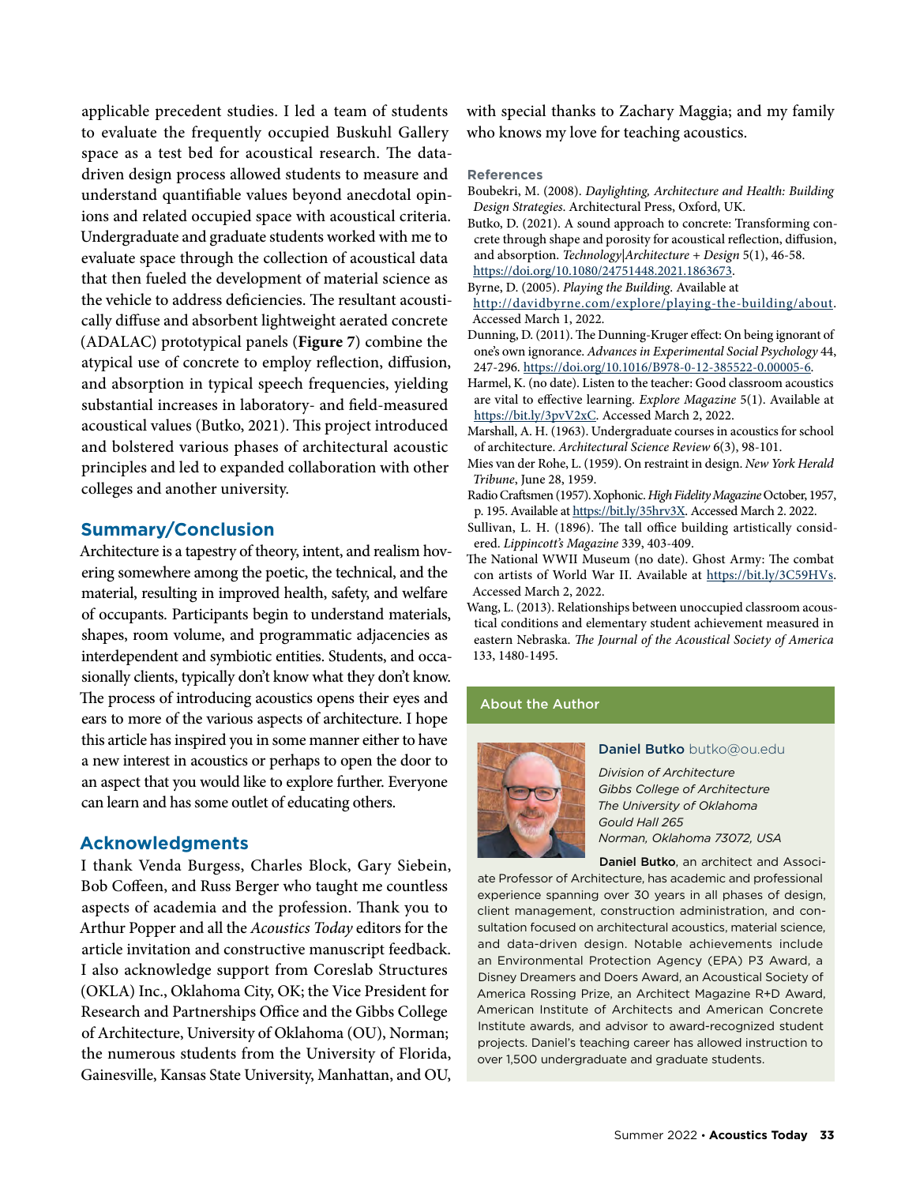applicable precedent studies. I led a team of students to evaluate the frequently occupied Buskuhl Gallery space as a test bed for acoustical research. The data-driven design process allowed students to measure and understand quantifiable values beyond anecdotal opinions and related occupied space with acoustical criteria. Undergraduate and graduate students worked with me to evaluate space through the collection of acoustical data that then fueled the development of material science as the vehicle to address deficiencies. The resultant acoustically diffuse and absorbent lightweight aerated concrete (ADALAC) prototypical panels (**Figure 7**) combine the atypical use of concrete to employ reflection, diffusion, and absorption in typical speech frequencies, yielding substantial increases in laboratory- and field-measured acoustical values (Butko, 2021). This project introduced and bolstered various phases of architectural acoustic principles and led to expanded collaboration with other colleges and another university.

## Summary/Conclusion

Architecture is a tapestry of theory, intent, and realism hovering somewhere among the poetic, the technical, and the material, resulting in improved health, safety, and welfare of occupants. Participants begin to understand materials, shapes, room volume, and programmatic adjacencies as interdependent and symbiotic entities. Students, and occasionally clients, typically don't know what they don't know. The process of introducing acoustics opens their eyes and ears to more of the various aspects of architecture. I hope this article has inspired you in some manner either to have a new interest in acoustics or perhaps to open the door to an aspect that you would like to explore further. Everyone can learn and has some outlet of educating others.

## Acknowledgments

I thank Venda Burgess, Charles Block, Gary Siebein, Bob Coffeen, and Russ Berger who taught me countless aspects of academia and the profession. Thank you to Arthur Popper and all the *Acoustics Today* editors for the article invitation and constructive manuscript feedback. I also acknowledge support from Coreslab Structures (OKLA) Inc., Oklahoma City, OK; the Vice President for Research and Partnerships Office and the Gibbs College of Architecture, University of Oklahoma (OU), Norman; the numerous students from the University of Florida, Gainesville, Kansas State University, Manhattan, and OU, with special thanks to Zachary Maggia; and my family who knows my love for teaching acoustics.

### References

Boubekri, M. (2008). *Daylighting, Architecture and Health: Building Design Strategies*. Architectural Press, Oxford, UK.

Butko, D. (2021). A sound approach to concrete: Transforming concrete through shape and porosity for acoustical reflection, diffusion, and absorption. *Technology|Architecture + Design* 5(1), 46-58. https://doi.org/10.1080/24751448.2021.1863673.

Byrne, D. (2005). *Playing the Building*. Available at http://davidbyrne.com/explore/playing-the-building/about. Accessed March 1, 2022.

Dunning, D. (2011). The Dunning-Kruger effect: On being ignorant of one's own ignorance. *Advances in Experimental Social Psychology* 44, 247-296. https://doi.org/10.1016/B978-0-12-385522-0.00005-6.

Harmel, K. (no date). Listen to the teacher: Good classroom acoustics are vital to effective learning. *Explore Magazine* 5(1). Available at https://bit.ly/3pvV2xC. Accessed March 2, 2022.

Marshall, A. H. (1963). Undergraduate courses in acoustics for school of architecture. *Architectural Science Review* 6(3), 98-101.

Mies van der Rohe, L. (1959). On restraint in design. *New York Herald Tribune*, June 28, 1959.

Radio Craftsmen (1957). Xophonic. *High Fidelity Magazine* October, 1957, p. 195. Available at https://bit.ly/35hrv3X. Accessed March 2. 2022.

Sullivan, L. H. (1896). The tall office building artistically considered. *Lippincott's Magazine* 339, 403-409.

The National WWII Museum (no date). Ghost Army: The combat con artists of World War II. Available at https://bit.ly/3C59HVs. Accessed March 2, 2022.

Wang, L. (2013). Relationships between unoccupied classroom acoustical conditions and elementary student achievement measured in eastern Nebraska. *The Journal of the Acoustical Society of America* 133, 1480-1495.

### About the Author

**Daniel Butko** butko@ou.edu

*Division of Architecture*
*Gibbs College of Architecture*
*The University of Oklahoma*
*Gould Hall 265*
*Norman, Oklahoma 73072, USA*

**Daniel Butko**, an architect and Associate Professor of Architecture, has academic and professional experience spanning over 30 years in all phases of design, client management, construction administration, and consultation focused on architectural acoustics, material science, and data-driven design. Notable achievements include an Environmental Protection Agency (EPA) P3 Award, a Disney Dreamers and Doers Award, an Acoustical Society of America Rossing Prize, an Architect Magazine R+D Award, American Institute of Architects and American Concrete Institute awards, and advisor to award-recognized student projects. Daniel's teaching career has allowed instruction to over 1,500 undergraduate and graduate students.